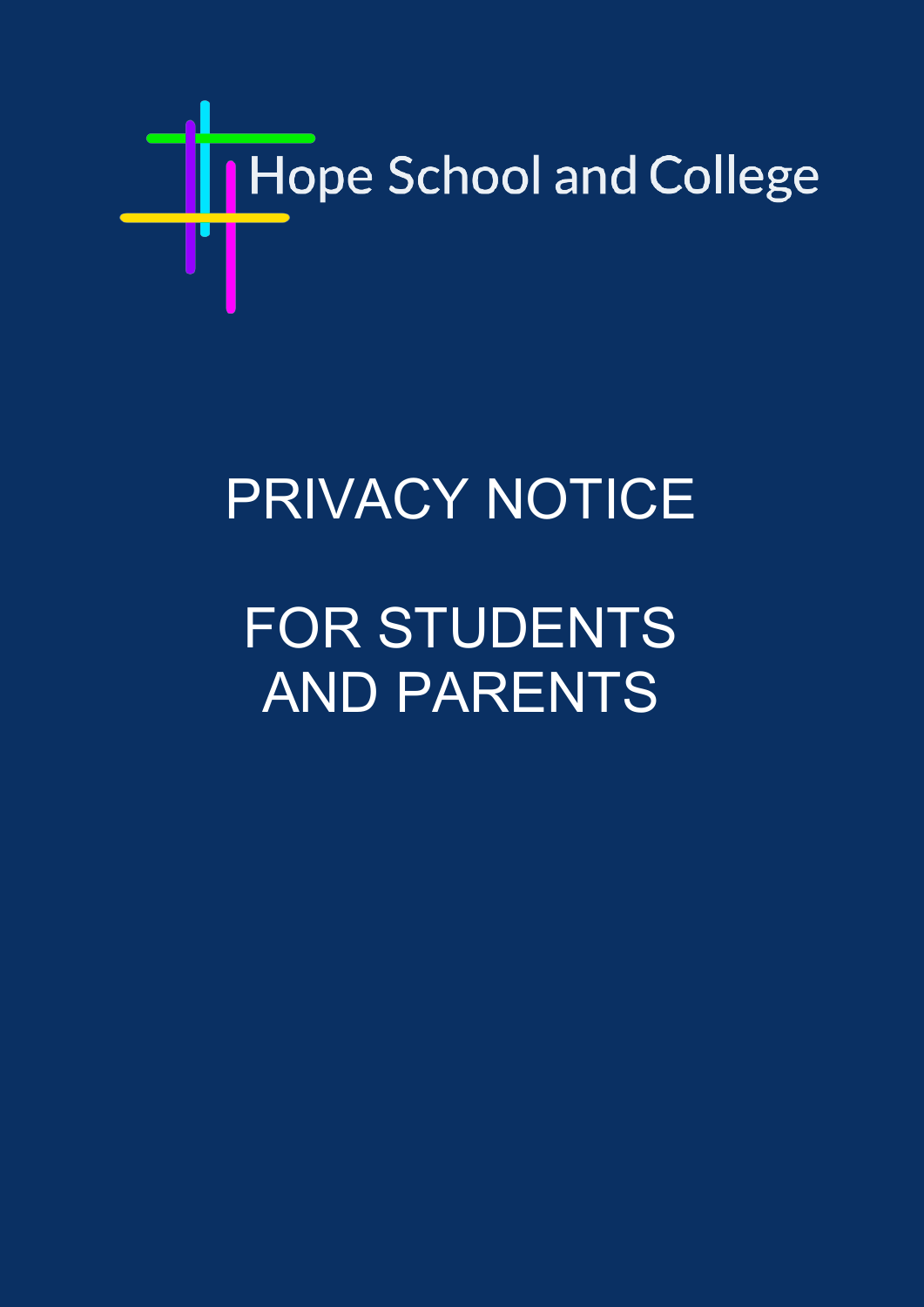Hope School and College

# PRIVACY NOTICE

# FOR STUDENTS AND PARENTS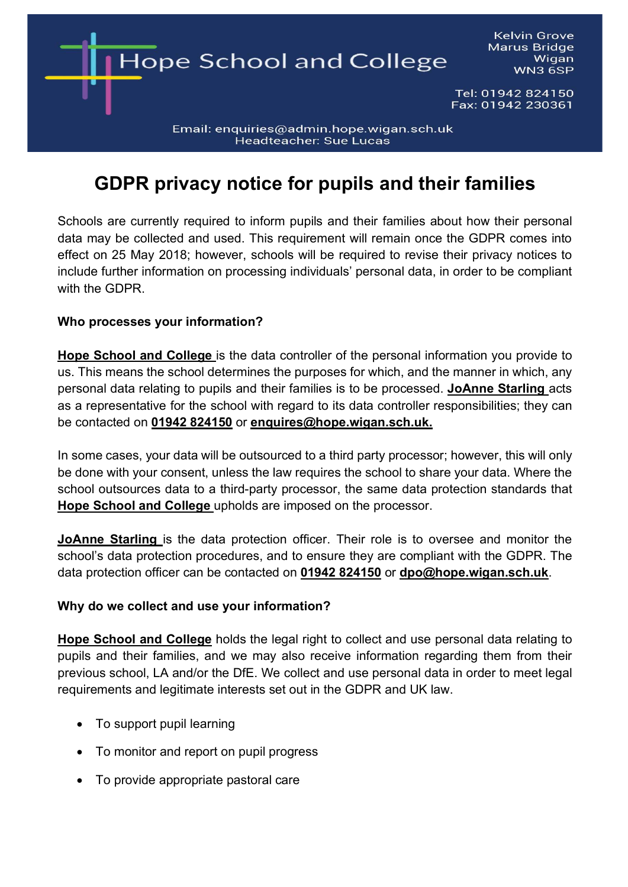Hope School and College

Kelvin Grove
Marus Bridge
Wigan
WN3 6SP

Tel: 01942 824150
Fax: 01942 230361

Email: enquiries@admin.hope.wigan.sch.uk
Headteacher: Sue Lucas

# GDPR privacy notice for pupils and their families

Schools are currently required to inform pupils and their families about how their personal data may be collected and used. This requirement will remain once the GDPR comes into effect on 25 May 2018; however, schools will be required to revise their privacy notices to include further information on processing individuals' personal data, in order to be compliant with the GDPR.

**Who processes your information?**

**Hope School and College** is the data controller of the personal information you provide to us. This means the school determines the purposes for which, and the manner in which, any personal data relating to pupils and their families is to be processed. **JoAnne Starling** acts as a representative for the school with regard to its data controller responsibilities; they can be contacted on **01942 824150** or **enquires@hope.wigan.sch.uk.**

In some cases, your data will be outsourced to a third party processor; however, this will only be done with your consent, unless the law requires the school to share your data. Where the school outsources data to a third-party processor, the same data protection standards that **Hope School and College** upholds are imposed on the processor.

**JoAnne Starling** is the data protection officer. Their role is to oversee and monitor the school's data protection procedures, and to ensure they are compliant with the GDPR. The data protection officer can be contacted on **01942 824150** or **dpo@hope.wigan.sch.uk**.

**Why do we collect and use your information?**

**Hope School and College** holds the legal right to collect and use personal data relating to pupils and their families, and we may also receive information regarding them from their previous school, LA and/or the DfE. We collect and use personal data in order to meet legal requirements and legitimate interests set out in the GDPR and UK law.

- To support pupil learning
- To monitor and report on pupil progress
- To provide appropriate pastoral care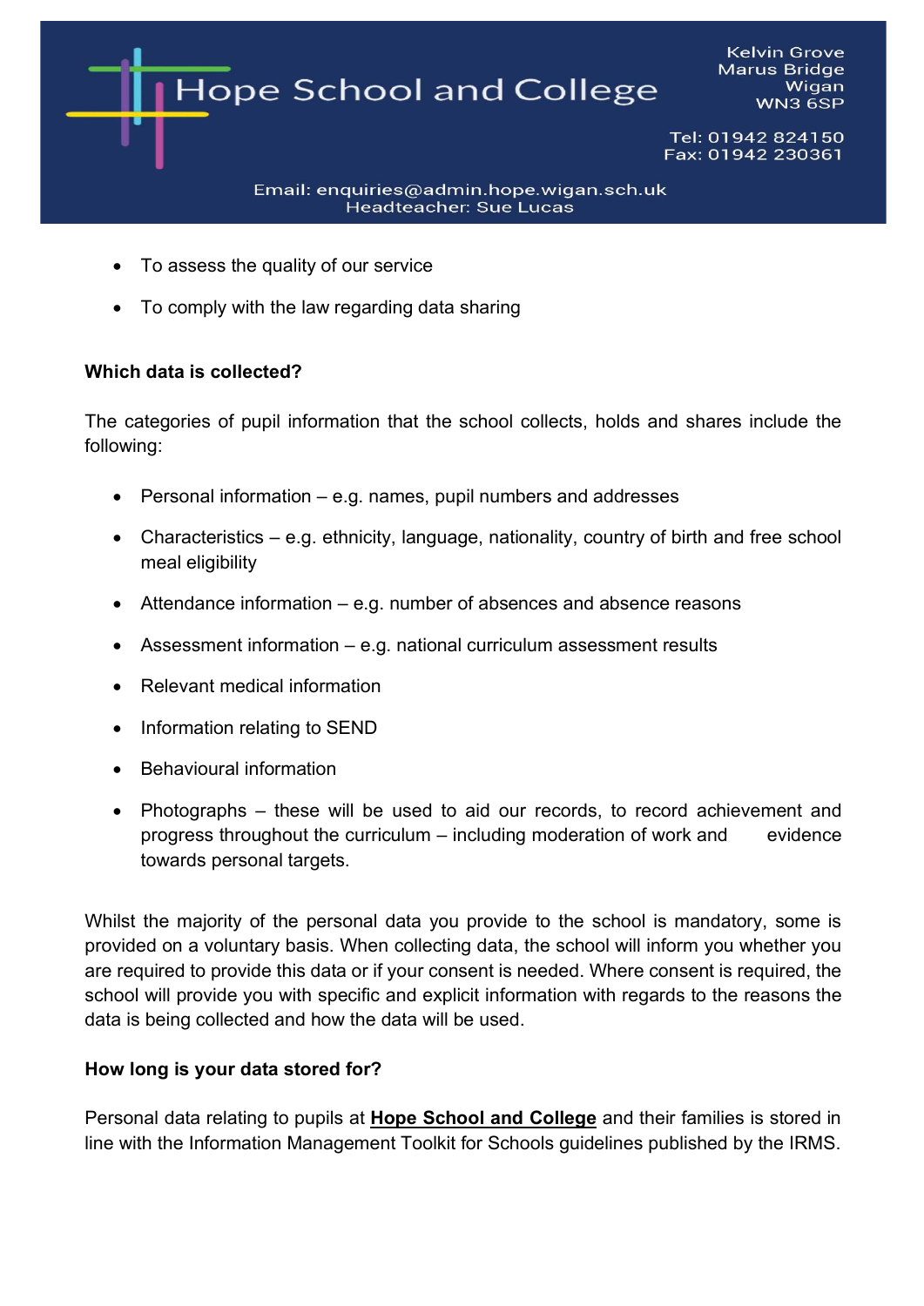- To assess the quality of our service
- To comply with the law regarding data sharing

**Which data is collected?**

The categories of pupil information that the school collects, holds and shares include the following:

- Personal information – e.g. names, pupil numbers and addresses
- Characteristics – e.g. ethnicity, language, nationality, country of birth and free school meal eligibility
- Attendance information – e.g. number of absences and absence reasons
- Assessment information – e.g. national curriculum assessment results
- Relevant medical information
- Information relating to SEND
- Behavioural information
- Photographs – these will be used to aid our records, to record achievement and progress throughout the curriculum – including moderation of work and evidence towards personal targets.

Whilst the majority of the personal data you provide to the school is mandatory, some is provided on a voluntary basis. When collecting data, the school will inform you whether you are required to provide this data or if your consent is needed. Where consent is required, the school will provide you with specific and explicit information with regards to the reasons the data is being collected and how the data will be used.

**How long is your data stored for?**

Personal data relating to pupils at **Hope School and College** and their families is stored in line with the Information Management Toolkit for Schools guidelines published by the IRMS.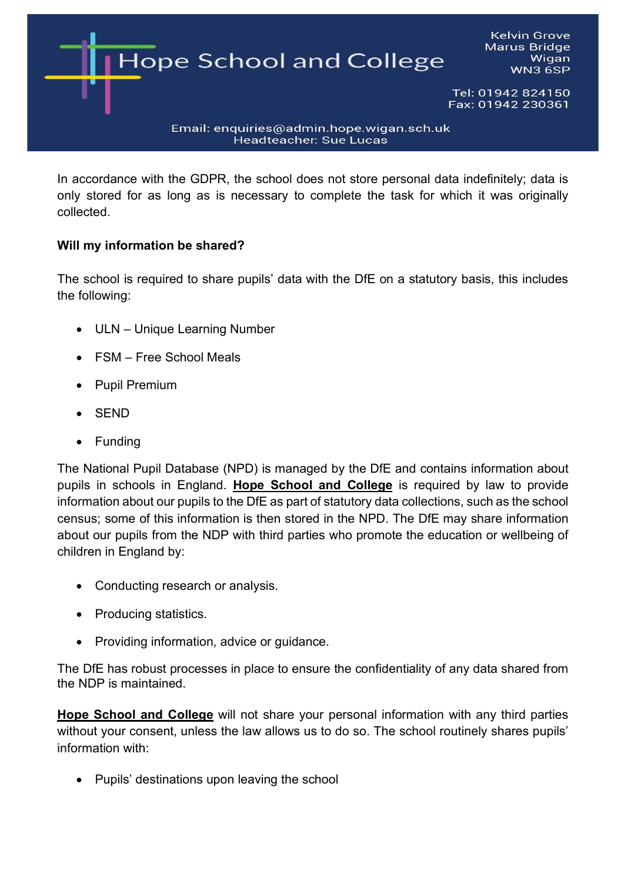In accordance with the GDPR, the school does not store personal data indefinitely; data is only stored for as long as is necessary to complete the task for which it was originally collected.

**Will my information be shared?**

The school is required to share pupils' data with the DfE on a statutory basis, this includes the following:

- ULN – Unique Learning Number
- FSM – Free School Meals
- Pupil Premium
- SEND
- Funding

The National Pupil Database (NPD) is managed by the DfE and contains information about pupils in schools in England. **Hope School and College** is required by law to provide information about our pupils to the DfE as part of statutory data collections, such as the school census; some of this information is then stored in the NPD. The DfE may share information about our pupils from the NDP with third parties who promote the education or wellbeing of children in England by:

- Conducting research or analysis.
- Producing statistics.
- Providing information, advice or guidance.

The DfE has robust processes in place to ensure the confidentiality of any data shared from the NDP is maintained.

**Hope School and College** will not share your personal information with any third parties without your consent, unless the law allows us to do so. The school routinely shares pupils' information with:

- Pupils' destinations upon leaving the school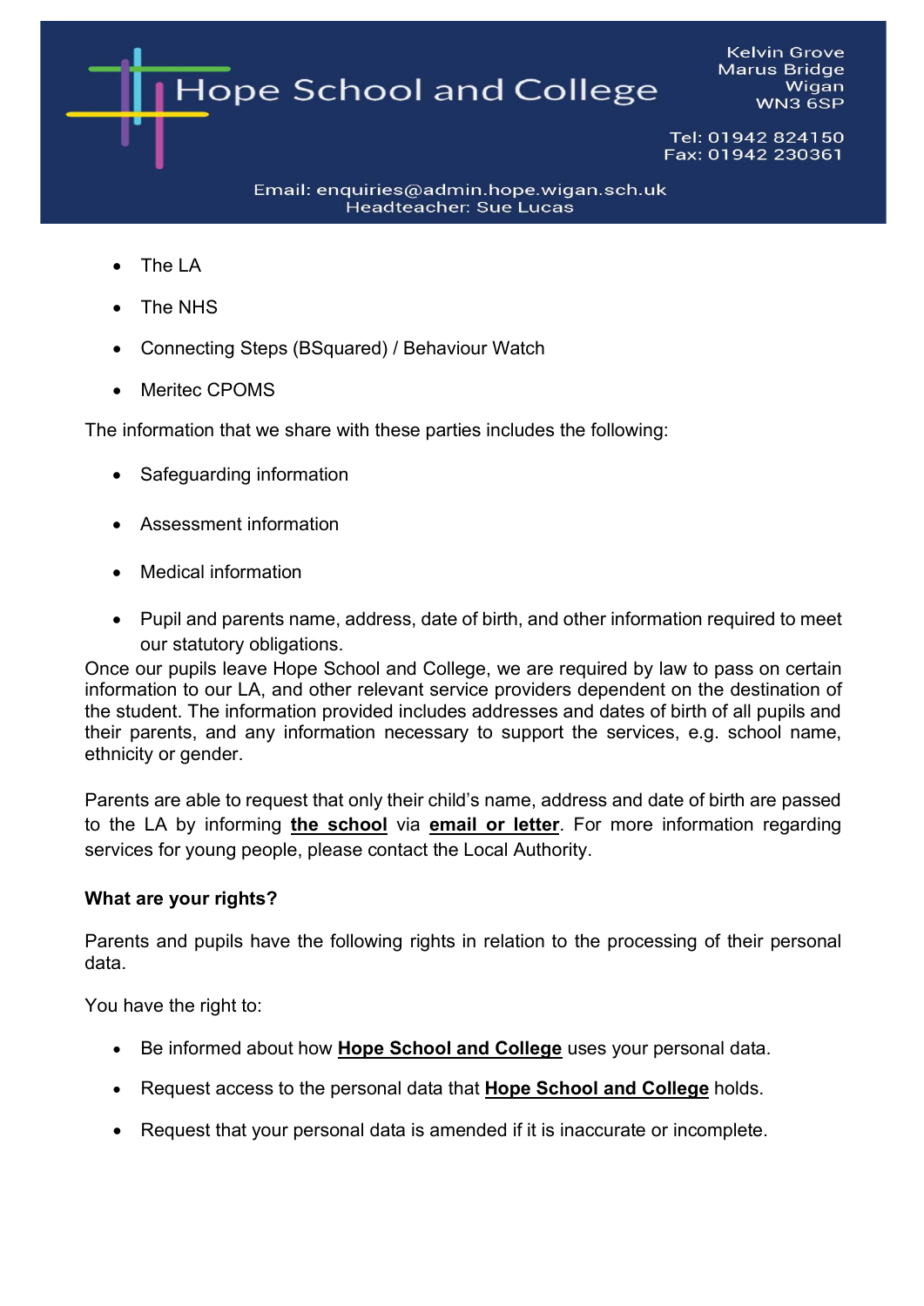- The LA
- The NHS
- Connecting Steps (BSquared) / Behaviour Watch
- Meritec CPOMS

The information that we share with these parties includes the following:

- Safeguarding information
- Assessment information
- Medical information
- Pupil and parents name, address, date of birth, and other information required to meet our statutory obligations.

Once our pupils leave Hope School and College, we are required by law to pass on certain information to our LA, and other relevant service providers dependent on the destination of the student. The information provided includes addresses and dates of birth of all pupils and their parents, and any information necessary to support the services, e.g. school name, ethnicity or gender.

Parents are able to request that only their child's name, address and date of birth are passed to the LA by informing **the school** via **email or letter**. For more information regarding services for young people, please contact the Local Authority.

**What are your rights?**

Parents and pupils have the following rights in relation to the processing of their personal data.

You have the right to:

- Be informed about how **Hope School and College** uses your personal data.
- Request access to the personal data that **Hope School and College** holds.
- Request that your personal data is amended if it is inaccurate or incomplete.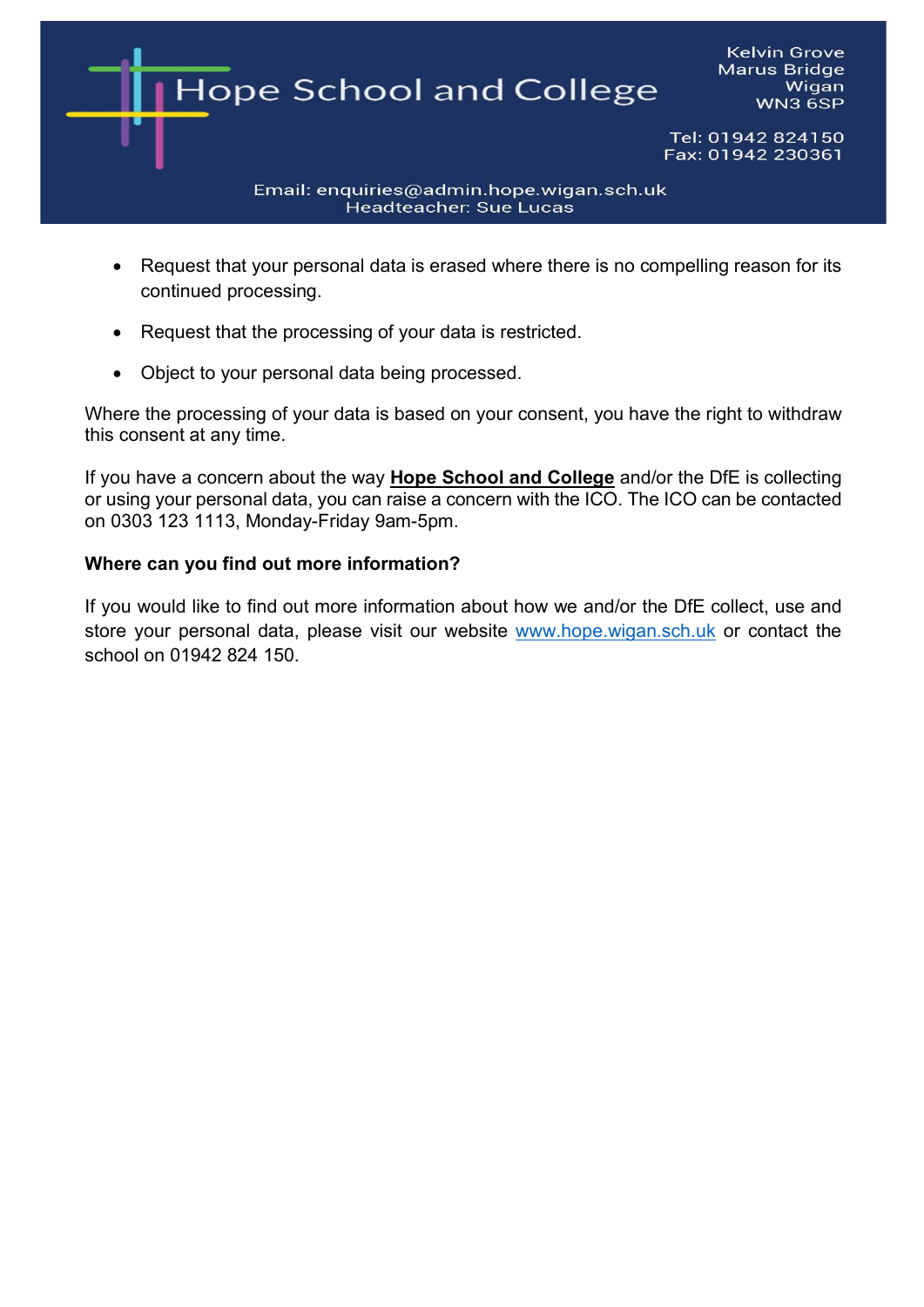- Request that your personal data is erased where there is no compelling reason for its continued processing.
- Request that the processing of your data is restricted.
- Object to your personal data being processed.

Where the processing of your data is based on your consent, you have the right to withdraw this consent at any time.

If you have a concern about the way **Hope School and College** and/or the DfE is collecting or using your personal data, you can raise a concern with the ICO. The ICO can be contacted on 0303 123 1113, Monday-Friday 9am-5pm.

**Where can you find out more information?**

If you would like to find out more information about how we and/or the DfE collect, use and store your personal data, please visit our website [www.hope.wigan.sch.uk](http://www.hope.wigan.sch.uk) or contact the school on 01942 824 150.